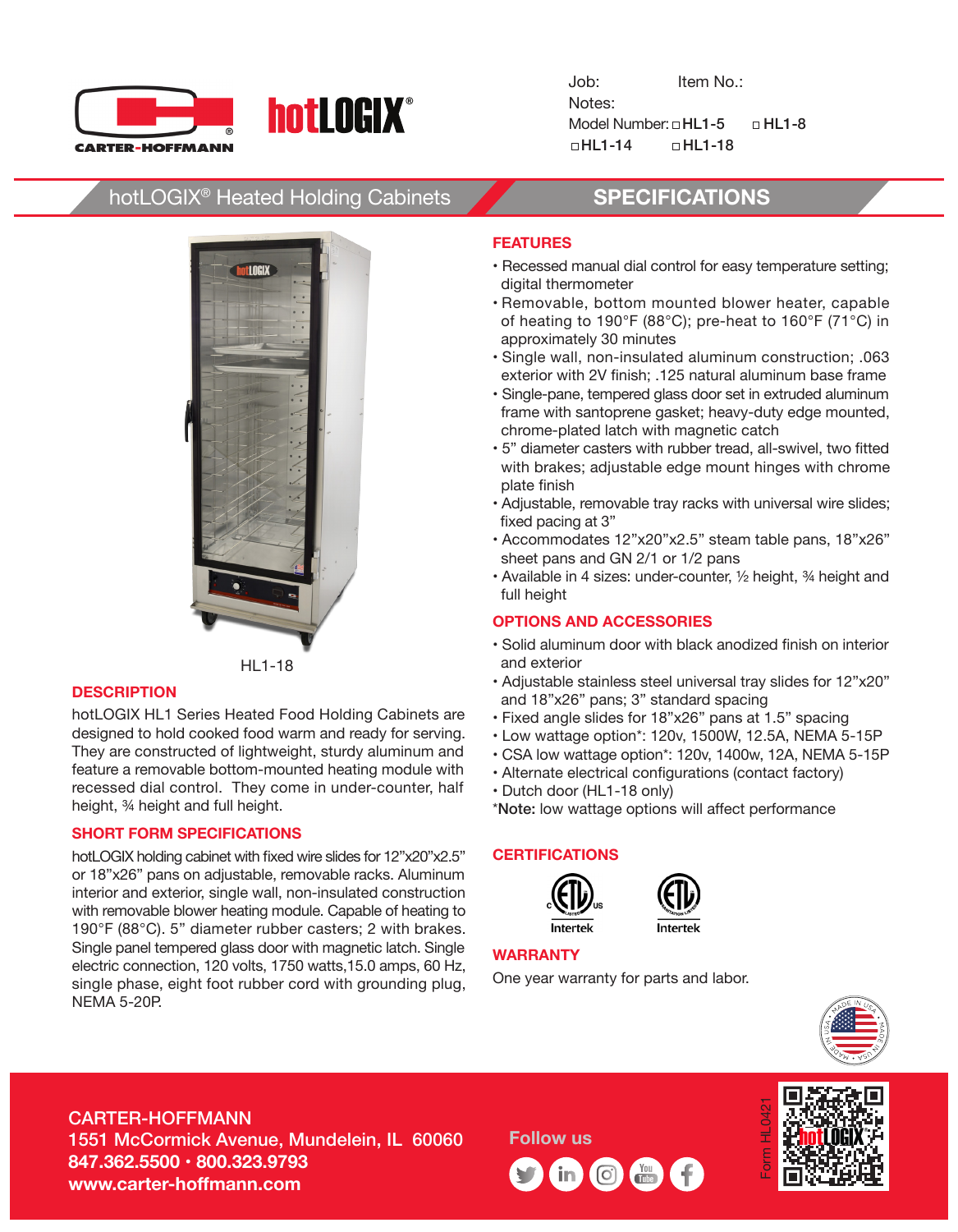CARTER-HOFFMANN

hotLOGIX®

Job: Item No.:

Notes:

Model Number: ☐ HL1-5 ☐ HL1-8 ☐ HL1-14 ☐ HL1-18

# hotLOGIX® Heated Holding Cabinets

# SPECIFICATIONS

HL1-18

## DESCRIPTION

hotLOGIX HL1 Series Heated Food Holding Cabinets are designed to hold cooked food warm and ready for serving. They are constructed of lightweight, sturdy aluminum and feature a removable bottom-mounted heating module with recessed dial control. They come in under-counter, half height, ¾ height and full height.

## SHORT FORM SPECIFICATIONS

hotLOGIX holding cabinet with fixed wire slides for 12"x20"x2.5" or 18"x26" pans on adjustable, removable racks. Aluminum interior and exterior, single wall, non-insulated construction with removable blower heating module. Capable of heating to 190°F (88°C). 5" diameter rubber casters; 2 with brakes. Single panel tempered glass door with magnetic latch. Single electric connection, 120 volts, 1750 watts,15.0 amps, 60 Hz, single phase, eight foot rubber cord with grounding plug, NEMA 5-20P.

## FEATURES

- Recessed manual dial control for easy temperature setting; digital thermometer
- Removable, bottom mounted blower heater, capable of heating to 190°F (88°C); pre-heat to 160°F (71°C) in approximately 30 minutes
- Single wall, non-insulated aluminum construction; .063 exterior with 2V finish; .125 natural aluminum base frame
- Single-pane, tempered glass door set in extruded aluminum frame with santoprene gasket; heavy-duty edge mounted, chrome-plated latch with magnetic catch
- 5" diameter casters with rubber tread, all-swivel, two fitted with brakes; adjustable edge mount hinges with chrome plate finish
- Adjustable, removable tray racks with universal wire slides; fixed pacing at 3"
- Accommodates 12"x20"x2.5" steam table pans, 18"x26" sheet pans and GN 2/1 or 1/2 pans
- Available in 4 sizes: under-counter, ½ height, ¾ height and full height

## OPTIONS AND ACCESSORIES

- Solid aluminum door with black anodized finish on interior and exterior
- Adjustable stainless steel universal tray slides for 12"x20" and 18"x26" pans; 3" standard spacing
- Fixed angle slides for 18"x26" pans at 1.5" spacing
- Low wattage option*: 120v, 1500W, 12.5A, NEMA 5-15P
- CSA low wattage option*: 120v, 1400w, 12A, NEMA 5-15P
- Alternate electrical configurations (contact factory)
- Dutch door (HL1-18 only)

*__Note:__ low wattage options will affect performance

## CERTIFICATIONS

Intertek Intertek

## WARRANTY

One year warranty for parts and labor.

MADE IN USA

CARTER-HOFFMANN
1551 McCormick Avenue, Mundelein, IL 60060
**847.362.5500 • 800.323.9793**
**www.carter-hoffmann.com**

Follow us

Form HL0421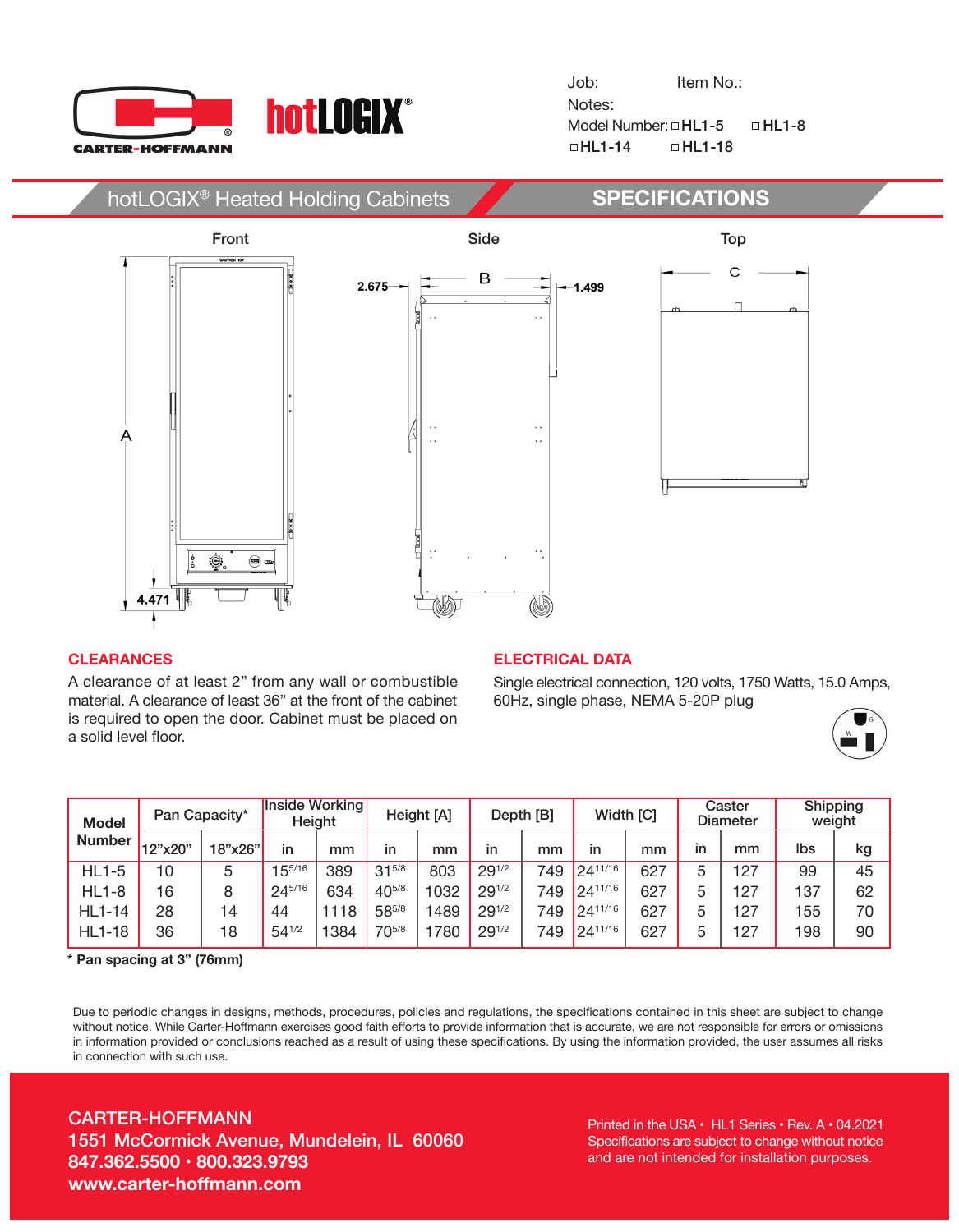CARTER-HOFFMANN

hotLOGIX®

Job: Item No.:

Notes:

Model Number: ☐ HL1-5 ☐ HL1-8 ☐ HL1-14 ☐ HL1-18

## hotLOGIX® Heated Holding Cabinets

## SPECIFICATIONS

Front

Side

Top

A

B

C

2.675

1.499

4.471

### CLEARANCES

A clearance of at least 2" from any wall or combustible material. A clearance of least 36" at the front of the cabinet is required to open the door. Cabinet must be placed on a solid level floor.

### ELECTRICAL DATA

Single electrical connection, 120 volts, 1750 Watts, 15.0 Amps, 60Hz, single phase, NEMA 5-20P plug

| Model Number | Pan Capacity* | | Inside Working Height | | Height [A] | | Depth [B] | | Width [C] | | Caster Diameter | | Shipping weight | |
|---|---|---|---|---|---|---|---|---|---|---|---|---|---|---|
| | 12"x20" | 18"x26" | in | mm | in | mm | in | mm | in | mm | in | mm | lbs | kg |
| HL1-5 | 10 | 5 | 15 5/16 | 389 | 31 5/8 | 803 | 29 1/2 | 749 | 24 11/16 | 627 | 5 | 127 | 99 | 45 |
| HL1-8 | 16 | 8 | 24 5/16 | 634 | 40 5/8 | 1032 | 29 1/2 | 749 | 24 11/16 | 627 | 5 | 127 | 137 | 62 |
| HL1-14 | 28 | 14 | 44 | 1118 | 58 5/8 | 1489 | 29 1/2 | 749 | 24 11/16 | 627 | 5 | 127 | 155 | 70 |
| HL1-18 | 36 | 18 | 54 1/2 | 1384 | 70 5/8 | 1780 | 29 1/2 | 749 | 24 11/16 | 627 | 5 | 127 | 198 | 90 |

**\* Pan spacing at 3" (76mm)**

Due to periodic changes in designs, methods, procedures, policies and regulations, the specifications contained in this sheet are subject to change without notice. While Carter-Hoffmann exercises good faith efforts to provide information that is accurate, we are not responsible for errors or omissions in information provided or conclusions reached as a result of using these specifications. By using the information provided, the user assumes all risks in connection with such use.

CARTER-HOFFMANN
1551 McCormick Avenue, Mundelein, IL 60060
**847.362.5500 • 800.323.9793**
**www.carter-hoffmann.com**

Printed in the USA • HL1 Series • Rev. A • 04.2021
Specifications are subject to change without notice and are not intended for installation purposes.